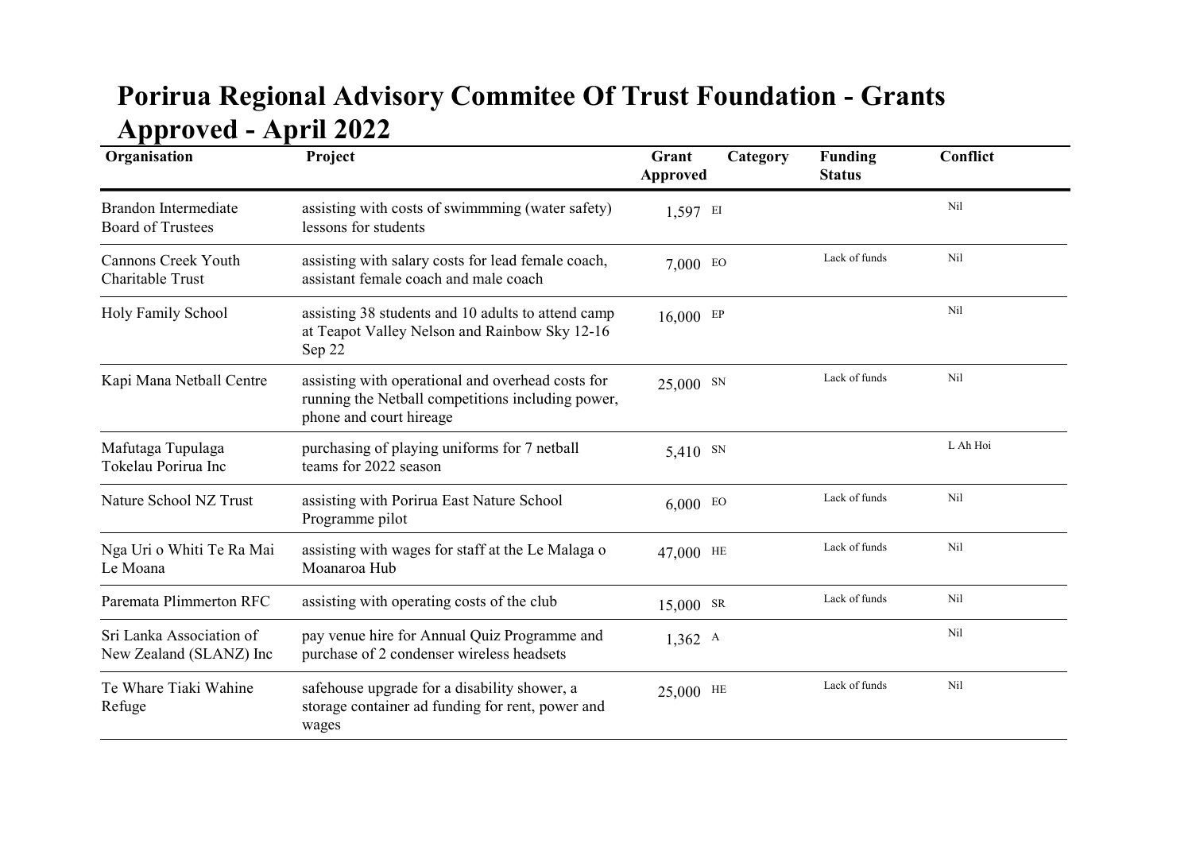# Porirua Regional Advisory Commitee Of Trust Foundation - Grants Approved - April 2022

| Organisation | Project | Grant Approved | Category | Funding Status | Conflict |
|---|---|---|---|---|---|
| Brandon Intermediate Board of Trustees | assisting with costs of swimmming (water safety) lessons for students | 1,597 | EI | | Nil |
| Cannons Creek Youth Charitable Trust | assisting with salary costs for lead female coach, assistant female coach and male coach | 7,000 | EO | Lack of funds | Nil |
| Holy Family School | assisting 38 students and 10 adults to attend camp at Teapot Valley Nelson and Rainbow Sky 12-16 Sep 22 | 16,000 | EP | | Nil |
| Kapi Mana Netball Centre | assisting with operational and overhead costs for running the Netball competitions including power, phone and court hireage | 25,000 | SN | Lack of funds | Nil |
| Mafutaga Tupulaga Tokelau Porirua Inc | purchasing of playing uniforms for 7 netball teams for 2022 season | 5,410 | SN | | L Ah Hoi |
| Nature School NZ Trust | assisting with Porirua East Nature School Programme pilot | 6,000 | EO | Lack of funds | Nil |
| Nga Uri o Whiti Te Ra Mai Le Moana | assisting with wages for staff at the Le Malaga o Moanaroa Hub | 47,000 | HE | Lack of funds | Nil |
| Paremata Plimmerton RFC | assisting with operating costs of the club | 15,000 | SR | Lack of funds | Nil |
| Sri Lanka Association of New Zealand (SLANZ) Inc | pay venue hire for Annual Quiz Programme and purchase of 2 condenser wireless headsets | 1,362 | A | | Nil |
| Te Whare Tiaki Wahine Refuge | safehouse upgrade for a disability shower, a storage container ad funding for rent, power and wages | 25,000 | HE | Lack of funds | Nil |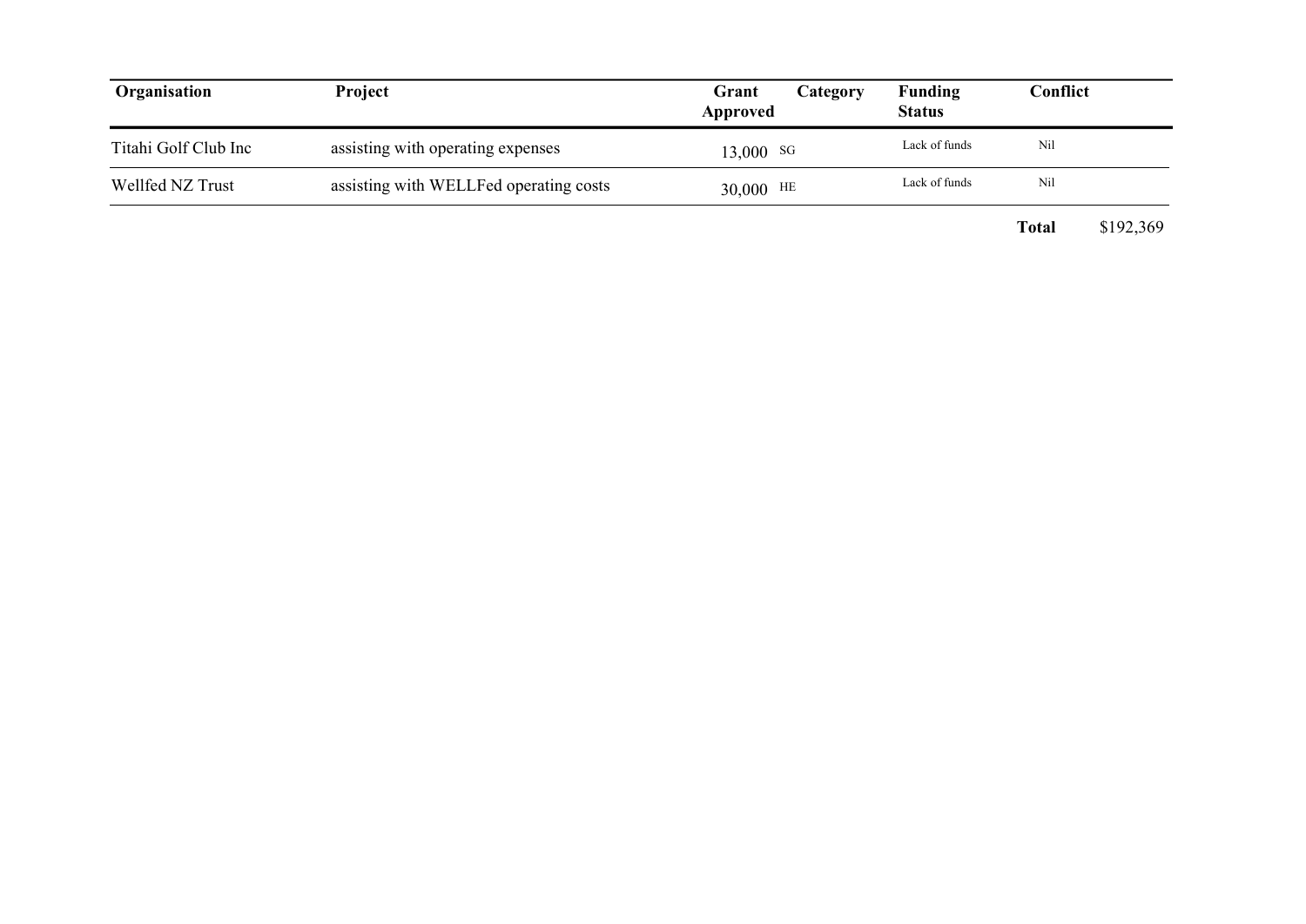| Organisation | Project | Grant Approved | Category | Funding Status | Conflict |
|---|---|---|---|---|---|
| Titahi Golf Club Inc | assisting with operating expenses | 13,000 | SG | Lack of funds | Nil |
| Wellfed NZ Trust | assisting with WELLFed operating costs | 30,000 | HE | Lack of funds | Nil |

**Total** $192,369